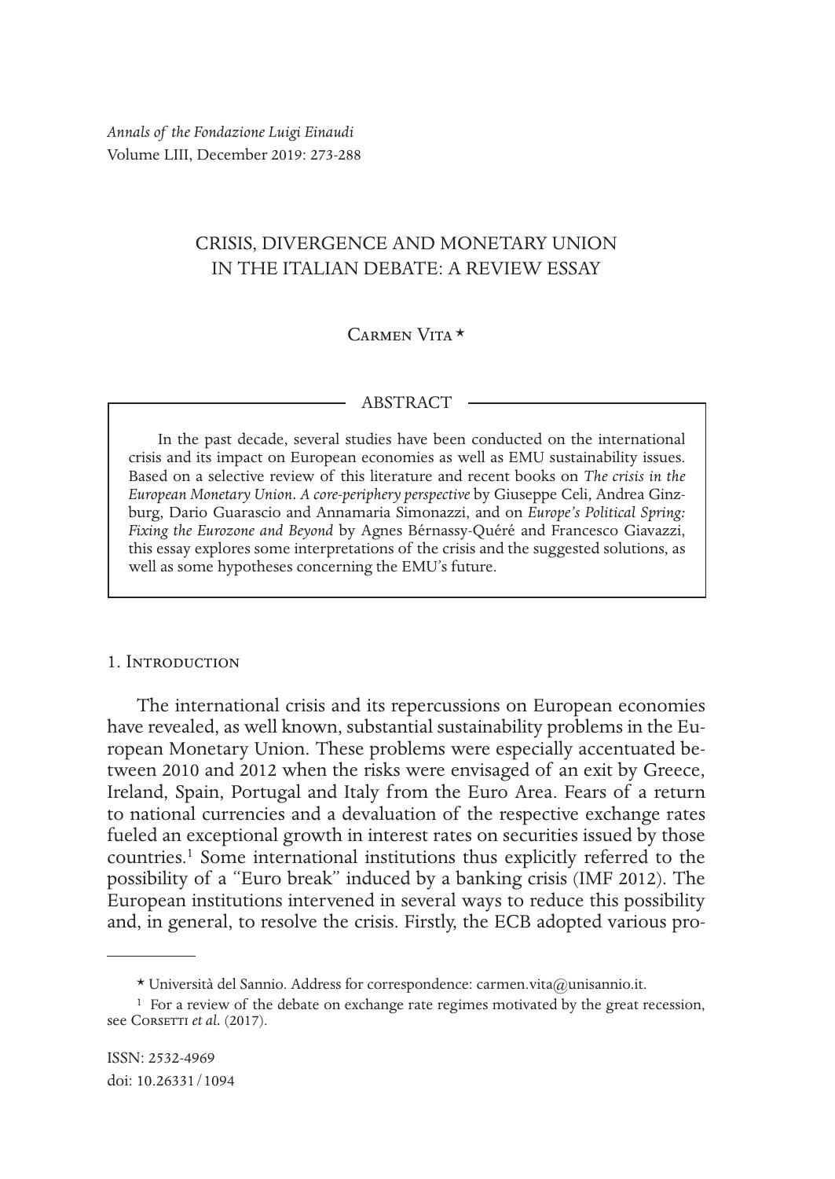*Annals of the Fondazione Luigi Einaudi*
Volume LIII, December 2019: 273-288

# CRISIS, DIVERGENCE AND MONETARY UNION IN THE ITALIAN DEBATE: A REVIEW ESSAY

Carmen Vita *

## ABSTRACT

In the past decade, several studies have been conducted on the international crisis and its impact on European economies as well as EMU sustainability issues. Based on a selective review of this literature and recent books on *The crisis in the European Monetary Union. A core-periphery perspective* by Giuseppe Celi, Andrea Ginzburg, Dario Guarascio and Annamaria Simonazzi, and on *Europe's Political Spring: Fixing the Eurozone and Beyond* by Agnes Bérnassy-Quéré and Francesco Giavazzi, this essay explores some interpretations of the crisis and the suggested solutions, as well as some hypotheses concerning the EMU's future.

## 1. Introduction

The international crisis and its repercussions on European economies have revealed, as well known, substantial sustainability problems in the European Monetary Union. These problems were especially accentuated between 2010 and 2012 when the risks were envisaged of an exit by Greece, Ireland, Spain, Portugal and Italy from the Euro Area. Fears of a return to national currencies and a devaluation of the respective exchange rates fueled an exceptional growth in interest rates on securities issued by those countries.[1] Some international institutions thus explicitly referred to the possibility of a "Euro break" induced by a banking crisis (IMF 2012). The European institutions intervened in several ways to reduce this possibility and, in general, to resolve the crisis. Firstly, the ECB adopted various pro-

---

* Università del Sannio. Address for correspondence: carmen.vita@unisannio.it.

[1] For a review of the debate on exchange rate regimes motivated by the great recession, see Corsetti *et al.* (2017).

ISSN: 2532-4969
doi: 10.26331/1094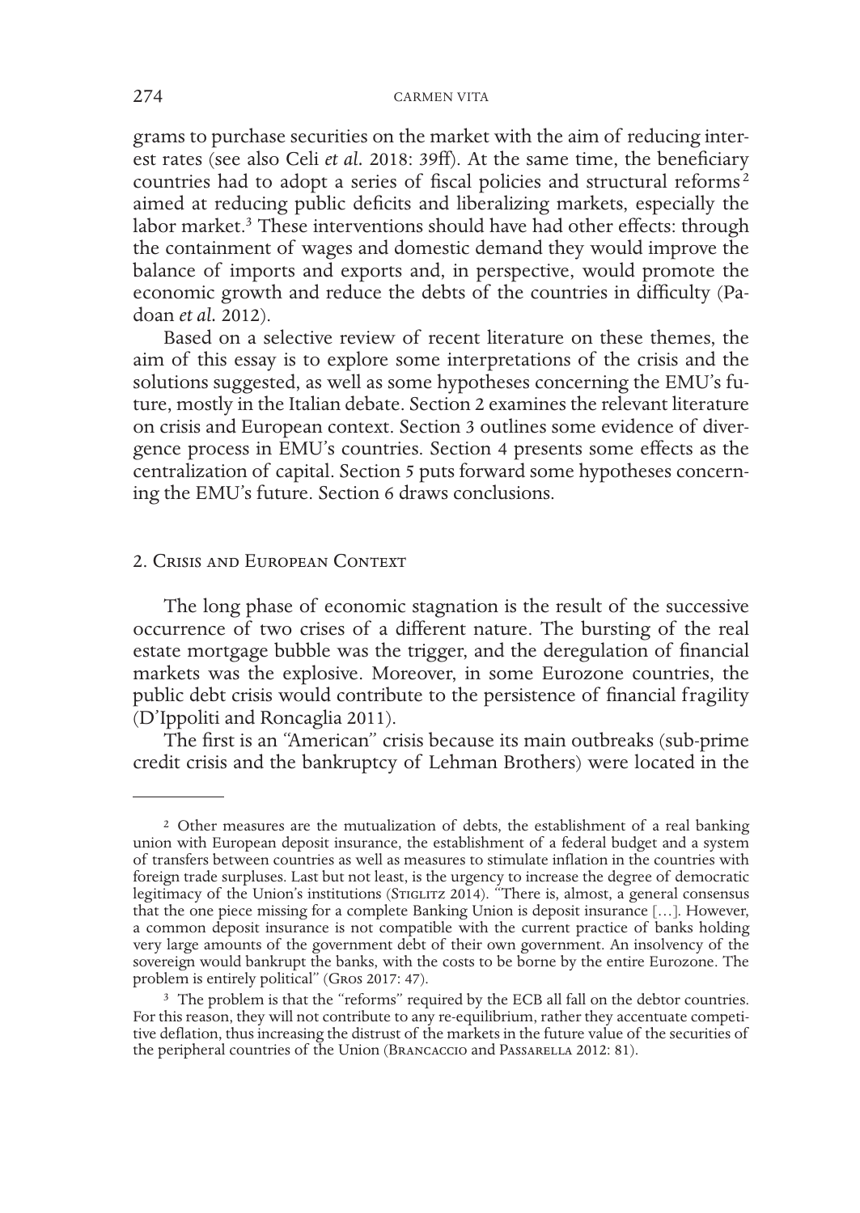grams to purchase securities on the market with the aim of reducing interest rates (see also Celi *et al.* 2018: 39ff). At the same time, the beneficiary countries had to adopt a series of fiscal policies and structural reforms[2] aimed at reducing public deficits and liberalizing markets, especially the labor market.[3] These interventions should have had other effects: through the containment of wages and domestic demand they would improve the balance of imports and exports and, in perspective, would promote the economic growth and reduce the debts of the countries in difficulty (Padoan *et al.* 2012).

Based on a selective review of recent literature on these themes, the aim of this essay is to explore some interpretations of the crisis and the solutions suggested, as well as some hypotheses concerning the EMU's future, mostly in the Italian debate. Section 2 examines the relevant literature on crisis and European context. Section 3 outlines some evidence of divergence process in EMU's countries. Section 4 presents some effects as the centralization of capital. Section 5 puts forward some hypotheses concerning the EMU's future. Section 6 draws conclusions.

## 2. Crisis and European Context

The long phase of economic stagnation is the result of the successive occurrence of two crises of a different nature. The bursting of the real estate mortgage bubble was the trigger, and the deregulation of financial markets was the explosive. Moreover, in some Eurozone countries, the public debt crisis would contribute to the persistence of financial fragility (D'Ippoliti and Roncaglia 2011).

The first is an "American" crisis because its main outbreaks (sub-prime credit crisis and the bankruptcy of Lehman Brothers) were located in the

---

[2] Other measures are the mutualization of debts, the establishment of a real banking union with European deposit insurance, the establishment of a federal budget and a system of transfers between countries as well as measures to stimulate inflation in the countries with foreign trade surpluses. Last but not least, is the urgency to increase the degree of democratic legitimacy of the Union's institutions (Stiglitz 2014). "There is, almost, a general consensus that the one piece missing for a complete Banking Union is deposit insurance […]. However, a common deposit insurance is not compatible with the current practice of banks holding very large amounts of the government debt of their own government. An insolvency of the sovereign would bankrupt the banks, with the costs to be borne by the entire Eurozone. The problem is entirely political" (Gros 2017: 47).

[3] The problem is that the "reforms" required by the ECB all fall on the debtor countries. For this reason, they will not contribute to any re-equilibrium, rather they accentuate competitive deflation, thus increasing the distrust of the markets in the future value of the securities of the peripheral countries of the Union (Brancaccio and Passarella 2012: 81).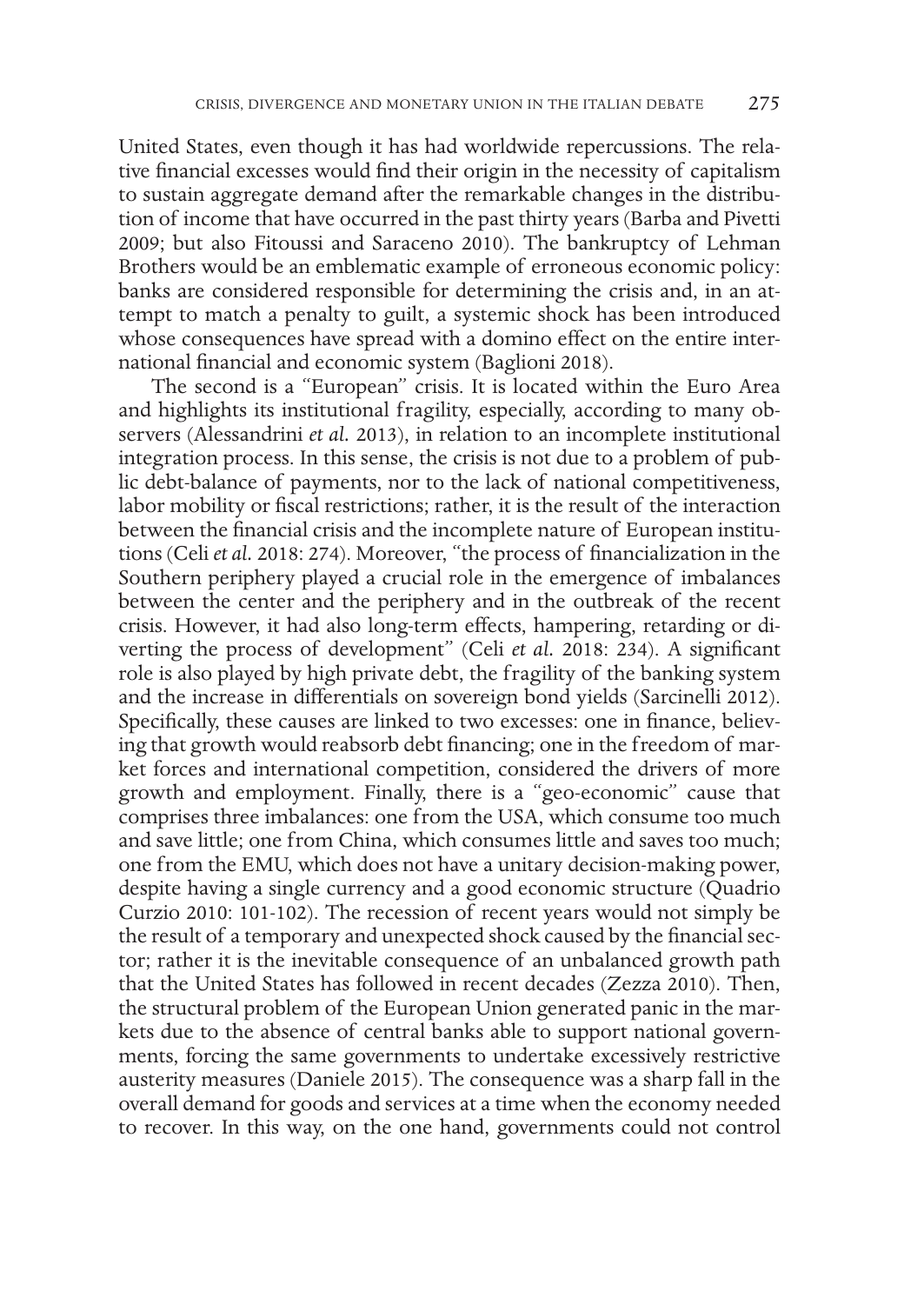United States, even though it has had worldwide repercussions. The relative financial excesses would find their origin in the necessity of capitalism to sustain aggregate demand after the remarkable changes in the distribution of income that have occurred in the past thirty years (Barba and Pivetti 2009; but also Fitoussi and Saraceno 2010). The bankruptcy of Lehman Brothers would be an emblematic example of erroneous economic policy: banks are considered responsible for determining the crisis and, in an attempt to match a penalty to guilt, a systemic shock has been introduced whose consequences have spread with a domino effect on the entire international financial and economic system (Baglioni 2018).

The second is a "European" crisis. It is located within the Euro Area and highlights its institutional fragility, especially, according to many observers (Alessandrini *et al.* 2013), in relation to an incomplete institutional integration process. In this sense, the crisis is not due to a problem of public debt-balance of payments, nor to the lack of national competitiveness, labor mobility or fiscal restrictions; rather, it is the result of the interaction between the financial crisis and the incomplete nature of European institutions (Celi *et al.* 2018: 274). Moreover, "the process of financialization in the Southern periphery played a crucial role in the emergence of imbalances between the center and the periphery and in the outbreak of the recent crisis. However, it had also long-term effects, hampering, retarding or diverting the process of development" (Celi *et al.* 2018: 234). A significant role is also played by high private debt, the fragility of the banking system and the increase in differentials on sovereign bond yields (Sarcinelli 2012). Specifically, these causes are linked to two excesses: one in finance, believing that growth would reabsorb debt financing; one in the freedom of market forces and international competition, considered the drivers of more growth and employment. Finally, there is a "geo-economic" cause that comprises three imbalances: one from the USA, which consume too much and save little; one from China, which consumes little and saves too much; one from the EMU, which does not have a unitary decision-making power, despite having a single currency and a good economic structure (Quadrio Curzio 2010: 101-102). The recession of recent years would not simply be the result of a temporary and unexpected shock caused by the financial sector; rather it is the inevitable consequence of an unbalanced growth path that the United States has followed in recent decades (Zezza 2010). Then, the structural problem of the European Union generated panic in the markets due to the absence of central banks able to support national governments, forcing the same governments to undertake excessively restrictive austerity measures (Daniele 2015). The consequence was a sharp fall in the overall demand for goods and services at a time when the economy needed to recover. In this way, on the one hand, governments could not control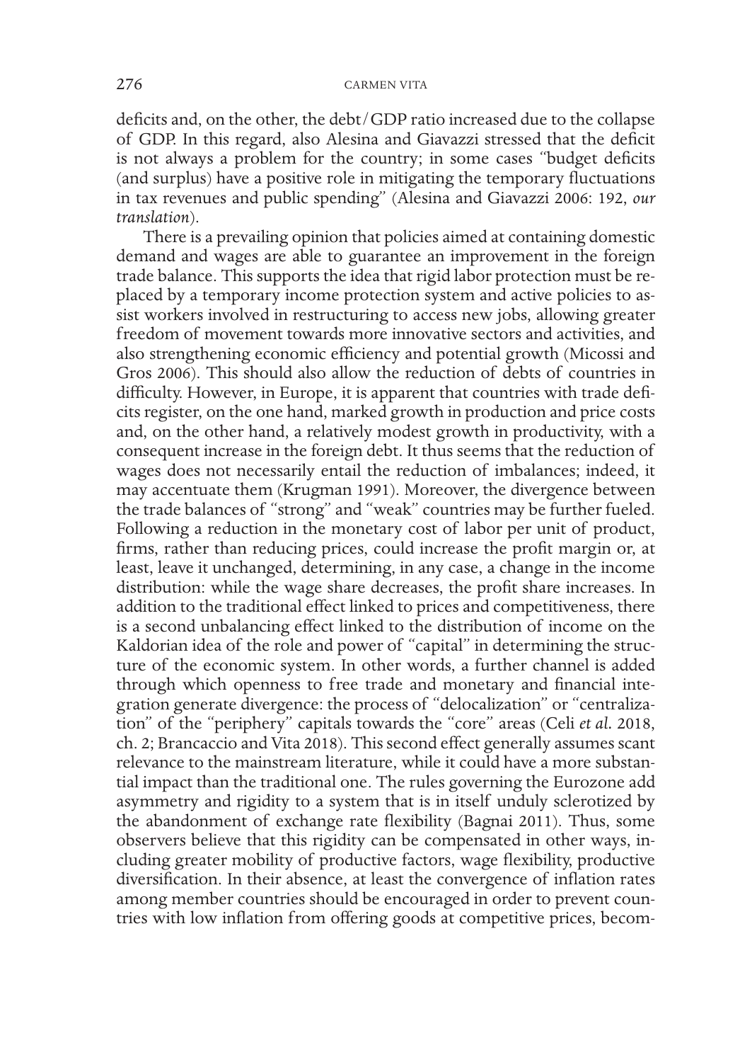deficits and, on the other, the debt/GDP ratio increased due to the collapse of GDP. In this regard, also Alesina and Giavazzi stressed that the deficit is not always a problem for the country; in some cases "budget deficits (and surplus) have a positive role in mitigating the temporary fluctuations in tax revenues and public spending" (Alesina and Giavazzi 2006: 192, *our translation*).

There is a prevailing opinion that policies aimed at containing domestic demand and wages are able to guarantee an improvement in the foreign trade balance. This supports the idea that rigid labor protection must be replaced by a temporary income protection system and active policies to assist workers involved in restructuring to access new jobs, allowing greater freedom of movement towards more innovative sectors and activities, and also strengthening economic efficiency and potential growth (Micossi and Gros 2006). This should also allow the reduction of debts of countries in difficulty. However, in Europe, it is apparent that countries with trade deficits register, on the one hand, marked growth in production and price costs and, on the other hand, a relatively modest growth in productivity, with a consequent increase in the foreign debt. It thus seems that the reduction of wages does not necessarily entail the reduction of imbalances; indeed, it may accentuate them (Krugman 1991). Moreover, the divergence between the trade balances of "strong" and "weak" countries may be further fueled. Following a reduction in the monetary cost of labor per unit of product, firms, rather than reducing prices, could increase the profit margin or, at least, leave it unchanged, determining, in any case, a change in the income distribution: while the wage share decreases, the profit share increases. In addition to the traditional effect linked to prices and competitiveness, there is a second unbalancing effect linked to the distribution of income on the Kaldorian idea of the role and power of "capital" in determining the structure of the economic system. In other words, a further channel is added through which openness to free trade and monetary and financial integration generate divergence: the process of "delocalization" or "centralization" of the "periphery" capitals towards the "core" areas (Celi *et al.* 2018, ch. 2; Brancaccio and Vita 2018). This second effect generally assumes scant relevance to the mainstream literature, while it could have a more substantial impact than the traditional one. The rules governing the Eurozone add asymmetry and rigidity to a system that is in itself unduly sclerotized by the abandonment of exchange rate flexibility (Bagnai 2011). Thus, some observers believe that this rigidity can be compensated in other ways, including greater mobility of productive factors, wage flexibility, productive diversification. In their absence, at least the convergence of inflation rates among member countries should be encouraged in order to prevent countries with low inflation from offering goods at competitive prices, becom-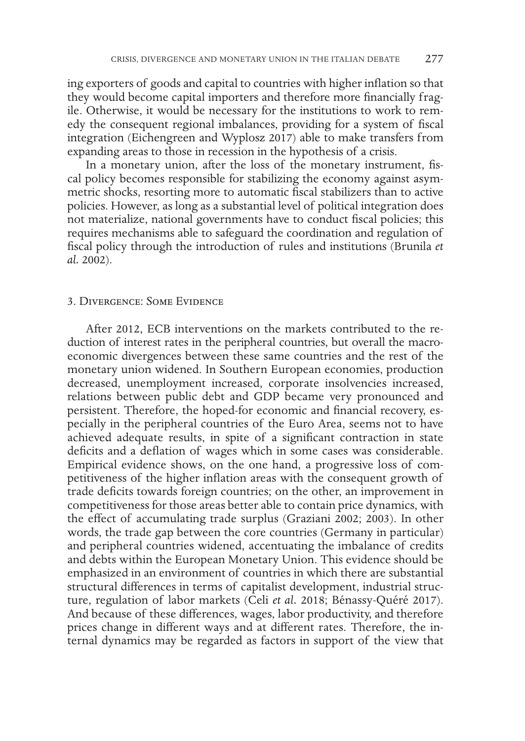ing exporters of goods and capital to countries with higher inflation so that they would become capital importers and therefore more financially fragile. Otherwise, it would be necessary for the institutions to work to remedy the consequent regional imbalances, providing for a system of fiscal integration (Eichengreen and Wyplosz 2017) able to make transfers from expanding areas to those in recession in the hypothesis of a crisis.

In a monetary union, after the loss of the monetary instrument, fiscal policy becomes responsible for stabilizing the economy against asymmetric shocks, resorting more to automatic fiscal stabilizers than to active policies. However, as long as a substantial level of political integration does not materialize, national governments have to conduct fiscal policies; this requires mechanisms able to safeguard the coordination and regulation of fiscal policy through the introduction of rules and institutions (Brunila *et al.* 2002).

## 3. Divergence: Some Evidence

After 2012, ECB interventions on the markets contributed to the reduction of interest rates in the peripheral countries, but overall the macroeconomic divergences between these same countries and the rest of the monetary union widened. In Southern European economies, production decreased, unemployment increased, corporate insolvencies increased, relations between public debt and GDP became very pronounced and persistent. Therefore, the hoped-for economic and financial recovery, especially in the peripheral countries of the Euro Area, seems not to have achieved adequate results, in spite of a significant contraction in state deficits and a deflation of wages which in some cases was considerable. Empirical evidence shows, on the one hand, a progressive loss of competitiveness of the higher inflation areas with the consequent growth of trade deficits towards foreign countries; on the other, an improvement in competitiveness for those areas better able to contain price dynamics, with the effect of accumulating trade surplus (Graziani 2002; 2003). In other words, the trade gap between the core countries (Germany in particular) and peripheral countries widened, accentuating the imbalance of credits and debts within the European Monetary Union. This evidence should be emphasized in an environment of countries in which there are substantial structural differences in terms of capitalist development, industrial structure, regulation of labor markets (Celi *et al.* 2018; Bénassy-Quéré 2017). And because of these differences, wages, labor productivity, and therefore prices change in different ways and at different rates. Therefore, the internal dynamics may be regarded as factors in support of the view that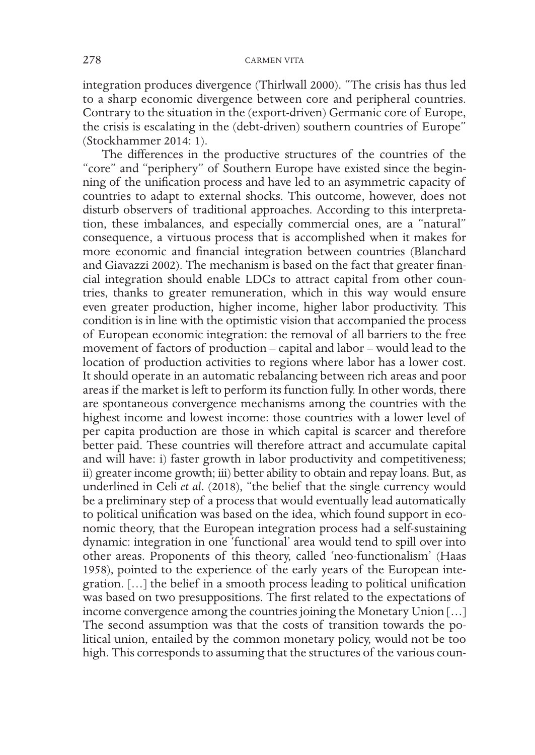integration produces divergence (Thirlwall 2000). "The crisis has thus led to a sharp economic divergence between core and peripheral countries. Contrary to the situation in the (export-driven) Germanic core of Europe, the crisis is escalating in the (debt-driven) southern countries of Europe" (Stockhammer 2014: 1).

The differences in the productive structures of the countries of the "core" and "periphery" of Southern Europe have existed since the beginning of the unification process and have led to an asymmetric capacity of countries to adapt to external shocks. This outcome, however, does not disturb observers of traditional approaches. According to this interpretation, these imbalances, and especially commercial ones, are a "natural" consequence, a virtuous process that is accomplished when it makes for more economic and financial integration between countries (Blanchard and Giavazzi 2002). The mechanism is based on the fact that greater financial integration should enable LDCs to attract capital from other countries, thanks to greater remuneration, which in this way would ensure even greater production, higher income, higher labor productivity. This condition is in line with the optimistic vision that accompanied the process of European economic integration: the removal of all barriers to the free movement of factors of production – capital and labor – would lead to the location of production activities to regions where labor has a lower cost. It should operate in an automatic rebalancing between rich areas and poor areas if the market is left to perform its function fully. In other words, there are spontaneous convergence mechanisms among the countries with the highest income and lowest income: those countries with a lower level of per capita production are those in which capital is scarcer and therefore better paid. These countries will therefore attract and accumulate capital and will have: i) faster growth in labor productivity and competitiveness; ii) greater income growth; iii) better ability to obtain and repay loans. But, as underlined in Celi *et al.* (2018), "the belief that the single currency would be a preliminary step of a process that would eventually lead automatically to political unification was based on the idea, which found support in economic theory, that the European integration process had a self-sustaining dynamic: integration in one 'functional' area would tend to spill over into other areas. Proponents of this theory, called 'neo-functionalism' (Haas 1958), pointed to the experience of the early years of the European integration. […] the belief in a smooth process leading to political unification was based on two presuppositions. The first related to the expectations of income convergence among the countries joining the Monetary Union […] The second assumption was that the costs of transition towards the political union, entailed by the common monetary policy, would not be too high. This corresponds to assuming that the structures of the various coun-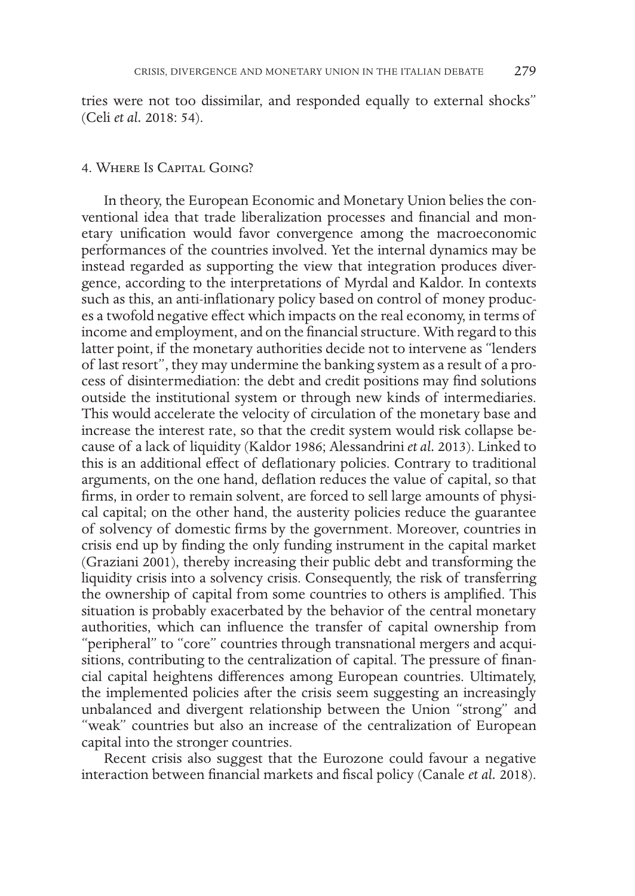tries were not too dissimilar, and responded equally to external shocks" (Celi *et al.* 2018: 54).

## 4. Where Is Capital Going?

In theory, the European Economic and Monetary Union belies the conventional idea that trade liberalization processes and financial and monetary unification would favor convergence among the macroeconomic performances of the countries involved. Yet the internal dynamics may be instead regarded as supporting the view that integration produces divergence, according to the interpretations of Myrdal and Kaldor. In contexts such as this, an anti-inflationary policy based on control of money produces a twofold negative effect which impacts on the real economy, in terms of income and employment, and on the financial structure. With regard to this latter point, if the monetary authorities decide not to intervene as "lenders of last resort", they may undermine the banking system as a result of a process of disintermediation: the debt and credit positions may find solutions outside the institutional system or through new kinds of intermediaries. This would accelerate the velocity of circulation of the monetary base and increase the interest rate, so that the credit system would risk collapse because of a lack of liquidity (Kaldor 1986; Alessandrini *et al.* 2013). Linked to this is an additional effect of deflationary policies. Contrary to traditional arguments, on the one hand, deflation reduces the value of capital, so that firms, in order to remain solvent, are forced to sell large amounts of physical capital; on the other hand, the austerity policies reduce the guarantee of solvency of domestic firms by the government. Moreover, countries in crisis end up by finding the only funding instrument in the capital market (Graziani 2001), thereby increasing their public debt and transforming the liquidity crisis into a solvency crisis. Consequently, the risk of transferring the ownership of capital from some countries to others is amplified. This situation is probably exacerbated by the behavior of the central monetary authorities, which can influence the transfer of capital ownership from "peripheral" to "core" countries through transnational mergers and acquisitions, contributing to the centralization of capital. The pressure of financial capital heightens differences among European countries. Ultimately, the implemented policies after the crisis seem suggesting an increasingly unbalanced and divergent relationship between the Union "strong" and "weak" countries but also an increase of the centralization of European capital into the stronger countries.

Recent crisis also suggest that the Eurozone could favour a negative interaction between financial markets and fiscal policy (Canale *et al.* 2018).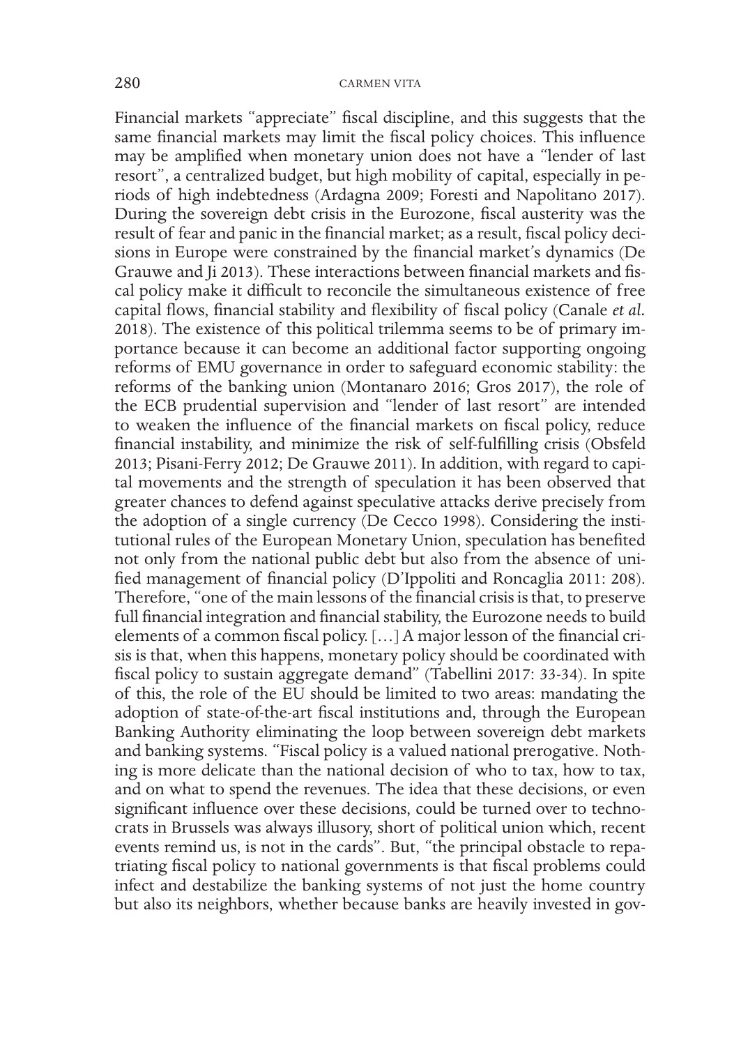Financial markets "appreciate" fiscal discipline, and this suggests that the same financial markets may limit the fiscal policy choices. This influence may be amplified when monetary union does not have a "lender of last resort", a centralized budget, but high mobility of capital, especially in periods of high indebtedness (Ardagna 2009; Foresti and Napolitano 2017). During the sovereign debt crisis in the Eurozone, fiscal austerity was the result of fear and panic in the financial market; as a result, fiscal policy decisions in Europe were constrained by the financial market's dynamics (De Grauwe and Ji 2013). These interactions between financial markets and fiscal policy make it difficult to reconcile the simultaneous existence of free capital flows, financial stability and flexibility of fiscal policy (Canale *et al.* 2018). The existence of this political trilemma seems to be of primary importance because it can become an additional factor supporting ongoing reforms of EMU governance in order to safeguard economic stability: the reforms of the banking union (Montanaro 2016; Gros 2017), the role of the ECB prudential supervision and "lender of last resort" are intended to weaken the influence of the financial markets on fiscal policy, reduce financial instability, and minimize the risk of self-fulfilling crisis (Obsfeld 2013; Pisani-Ferry 2012; De Grauwe 2011). In addition, with regard to capital movements and the strength of speculation it has been observed that greater chances to defend against speculative attacks derive precisely from the adoption of a single currency (De Cecco 1998). Considering the institutional rules of the European Monetary Union, speculation has benefited not only from the national public debt but also from the absence of unified management of financial policy (D'Ippoliti and Roncaglia 2011: 208). Therefore, "one of the main lessons of the financial crisis is that, to preserve full financial integration and financial stability, the Eurozone needs to build elements of a common fiscal policy. […] A major lesson of the financial crisis is that, when this happens, monetary policy should be coordinated with fiscal policy to sustain aggregate demand" (Tabellini 2017: 33-34). In spite of this, the role of the EU should be limited to two areas: mandating the adoption of state-of-the-art fiscal institutions and, through the European Banking Authority eliminating the loop between sovereign debt markets and banking systems. "Fiscal policy is a valued national prerogative. Nothing is more delicate than the national decision of who to tax, how to tax, and on what to spend the revenues. The idea that these decisions, or even significant influence over these decisions, could be turned over to technocrats in Brussels was always illusory, short of political union which, recent events remind us, is not in the cards". But, "the principal obstacle to repatriating fiscal policy to national governments is that fiscal problems could infect and destabilize the banking systems of not just the home country but also its neighbors, whether because banks are heavily invested in gov-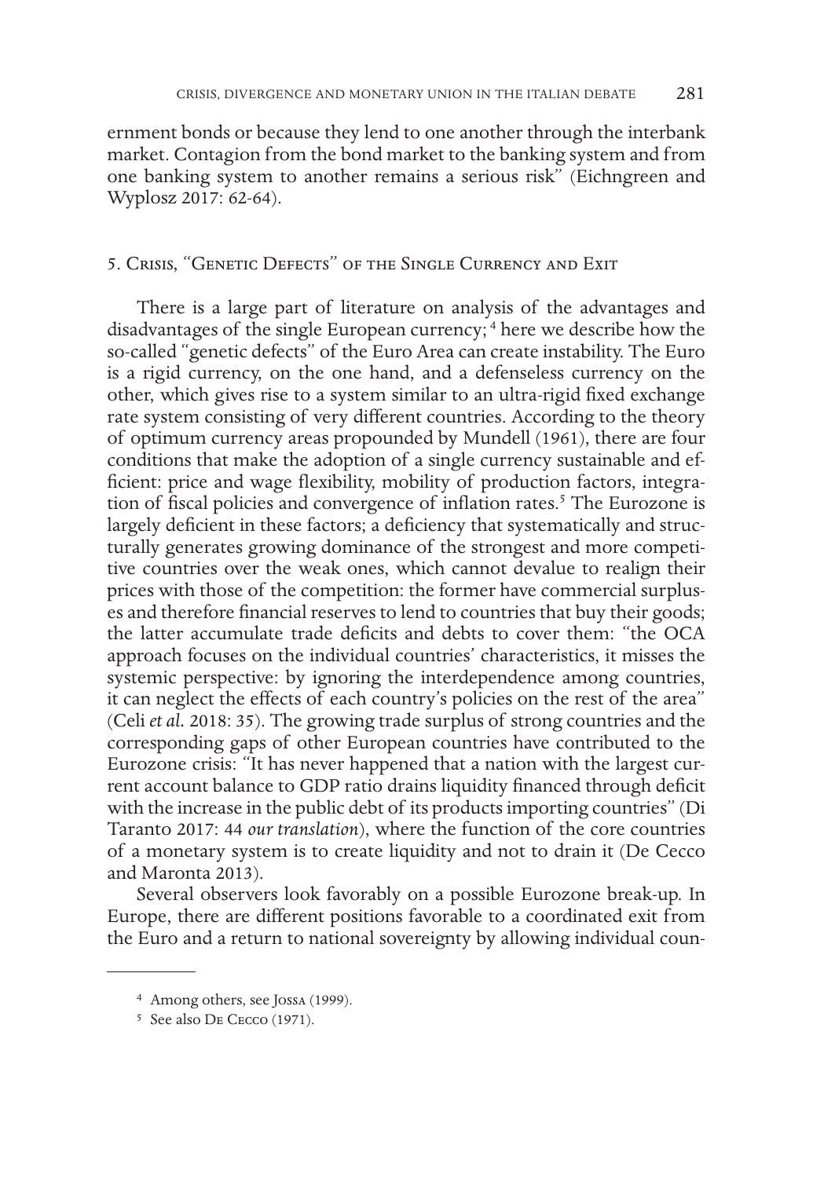ernment bonds or because they lend to one another through the interbank market. Contagion from the bond market to the banking system and from one banking system to another remains a serious risk" (Eichngreen and Wyplosz 2017: 62-64).

## 5. Crisis, "Genetic Defects" of the Single Currency and Exit

There is a large part of literature on analysis of the advantages and disadvantages of the single European currency; [4] here we describe how the so-called "genetic defects" of the Euro Area can create instability. The Euro is a rigid currency, on the one hand, and a defenseless currency on the other, which gives rise to a system similar to an ultra-rigid fixed exchange rate system consisting of very different countries. According to the theory of optimum currency areas propounded by Mundell (1961), there are four conditions that make the adoption of a single currency sustainable and efficient: price and wage flexibility, mobility of production factors, integration of fiscal policies and convergence of inflation rates.[5] The Eurozone is largely deficient in these factors; a deficiency that systematically and structurally generates growing dominance of the strongest and more competitive countries over the weak ones, which cannot devalue to realign their prices with those of the competition: the former have commercial surpluses and therefore financial reserves to lend to countries that buy their goods; the latter accumulate trade deficits and debts to cover them: "the OCA approach focuses on the individual countries' characteristics, it misses the systemic perspective: by ignoring the interdependence among countries, it can neglect the effects of each country's policies on the rest of the area" (Celi *et al.* 2018: 35). The growing trade surplus of strong countries and the corresponding gaps of other European countries have contributed to the Eurozone crisis: "It has never happened that a nation with the largest current account balance to GDP ratio drains liquidity financed through deficit with the increase in the public debt of its products importing countries" (Di Taranto 2017: 44 *our translation*), where the function of the core countries of a monetary system is to create liquidity and not to drain it (De Cecco and Maronta 2013).

Several observers look favorably on a possible Eurozone break-up. In Europe, there are different positions favorable to a coordinated exit from the Euro and a return to national sovereignty by allowing individual coun-

---

[4] Among others, see Jossa (1999).

[5] See also De Cecco (1971).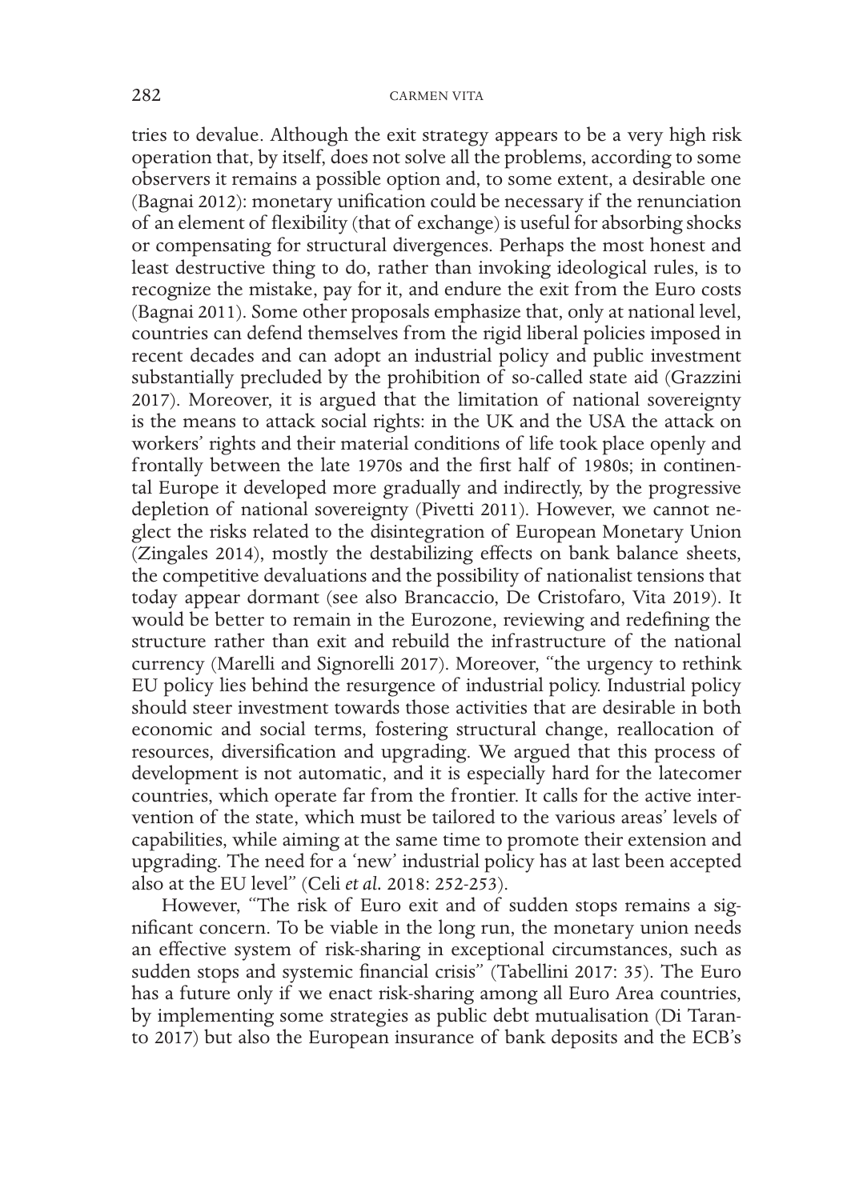tries to devalue. Although the exit strategy appears to be a very high risk operation that, by itself, does not solve all the problems, according to some observers it remains a possible option and, to some extent, a desirable one (Bagnai 2012): monetary unification could be necessary if the renunciation of an element of flexibility (that of exchange) is useful for absorbing shocks or compensating for structural divergences. Perhaps the most honest and least destructive thing to do, rather than invoking ideological rules, is to recognize the mistake, pay for it, and endure the exit from the Euro costs (Bagnai 2011). Some other proposals emphasize that, only at national level, countries can defend themselves from the rigid liberal policies imposed in recent decades and can adopt an industrial policy and public investment substantially precluded by the prohibition of so-called state aid (Grazzini 2017). Moreover, it is argued that the limitation of national sovereignty is the means to attack social rights: in the UK and the USA the attack on workers' rights and their material conditions of life took place openly and frontally between the late 1970s and the first half of 1980s; in continental Europe it developed more gradually and indirectly, by the progressive depletion of national sovereignty (Pivetti 2011). However, we cannot neglect the risks related to the disintegration of European Monetary Union (Zingales 2014), mostly the destabilizing effects on bank balance sheets, the competitive devaluations and the possibility of nationalist tensions that today appear dormant (see also Brancaccio, De Cristofaro, Vita 2019). It would be better to remain in the Eurozone, reviewing and redefining the structure rather than exit and rebuild the infrastructure of the national currency (Marelli and Signorelli 2017). Moreover, "the urgency to rethink EU policy lies behind the resurgence of industrial policy. Industrial policy should steer investment towards those activities that are desirable in both economic and social terms, fostering structural change, reallocation of resources, diversification and upgrading. We argued that this process of development is not automatic, and it is especially hard for the latecomer countries, which operate far from the frontier. It calls for the active intervention of the state, which must be tailored to the various areas' levels of capabilities, while aiming at the same time to promote their extension and upgrading. The need for a 'new' industrial policy has at last been accepted also at the EU level" (Celi *et al.* 2018: 252-253).

However, "The risk of Euro exit and of sudden stops remains a significant concern. To be viable in the long run, the monetary union needs an effective system of risk-sharing in exceptional circumstances, such as sudden stops and systemic financial crisis" (Tabellini 2017: 35). The Euro has a future only if we enact risk-sharing among all Euro Area countries, by implementing some strategies as public debt mutualisation (Di Taranto 2017) but also the European insurance of bank deposits and the ECB's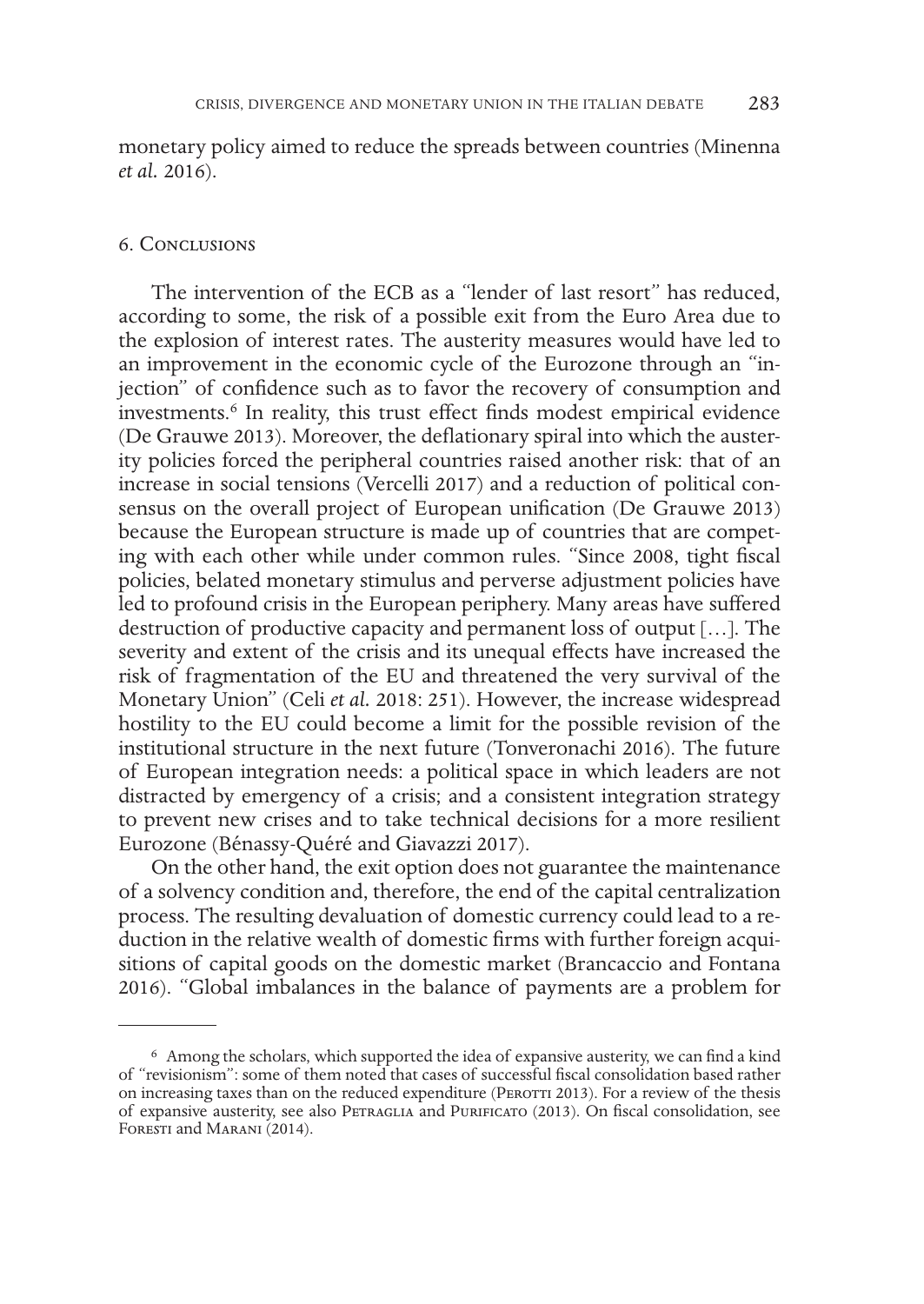monetary policy aimed to reduce the spreads between countries (Minenna *et al.* 2016).

## 6. Conclusions

The intervention of the ECB as a "lender of last resort" has reduced, according to some, the risk of a possible exit from the Euro Area due to the explosion of interest rates. The austerity measures would have led to an improvement in the economic cycle of the Eurozone through an "injection" of confidence such as to favor the recovery of consumption and investments.[6] In reality, this trust effect finds modest empirical evidence (De Grauwe 2013). Moreover, the deflationary spiral into which the austerity policies forced the peripheral countries raised another risk: that of an increase in social tensions (Vercelli 2017) and a reduction of political consensus on the overall project of European unification (De Grauwe 2013) because the European structure is made up of countries that are competing with each other while under common rules. "Since 2008, tight fiscal policies, belated monetary stimulus and perverse adjustment policies have led to profound crisis in the European periphery. Many areas have suffered destruction of productive capacity and permanent loss of output […]. The severity and extent of the crisis and its unequal effects have increased the risk of fragmentation of the EU and threatened the very survival of the Monetary Union" (Celi *et al.* 2018: 251). However, the increase widespread hostility to the EU could become a limit for the possible revision of the institutional structure in the next future (Tonveronachi 2016). The future of European integration needs: a political space in which leaders are not distracted by emergency of a crisis; and a consistent integration strategy to prevent new crises and to take technical decisions for a more resilient Eurozone (Bénassy-Quéré and Giavazzi 2017).

On the other hand, the exit option does not guarantee the maintenance of a solvency condition and, therefore, the end of the capital centralization process. The resulting devaluation of domestic currency could lead to a reduction in the relative wealth of domestic firms with further foreign acquisitions of capital goods on the domestic market (Brancaccio and Fontana 2016). "Global imbalances in the balance of payments are a problem for

---

[6] Among the scholars, which supported the idea of expansive austerity, we can find a kind of "revisionism": some of them noted that cases of successful fiscal consolidation based rather on increasing taxes than on the reduced expenditure (Perotti 2013). For a review of the thesis of expansive austerity, see also Petraglia and Purificato (2013). On fiscal consolidation, see Foresti and Marani (2014).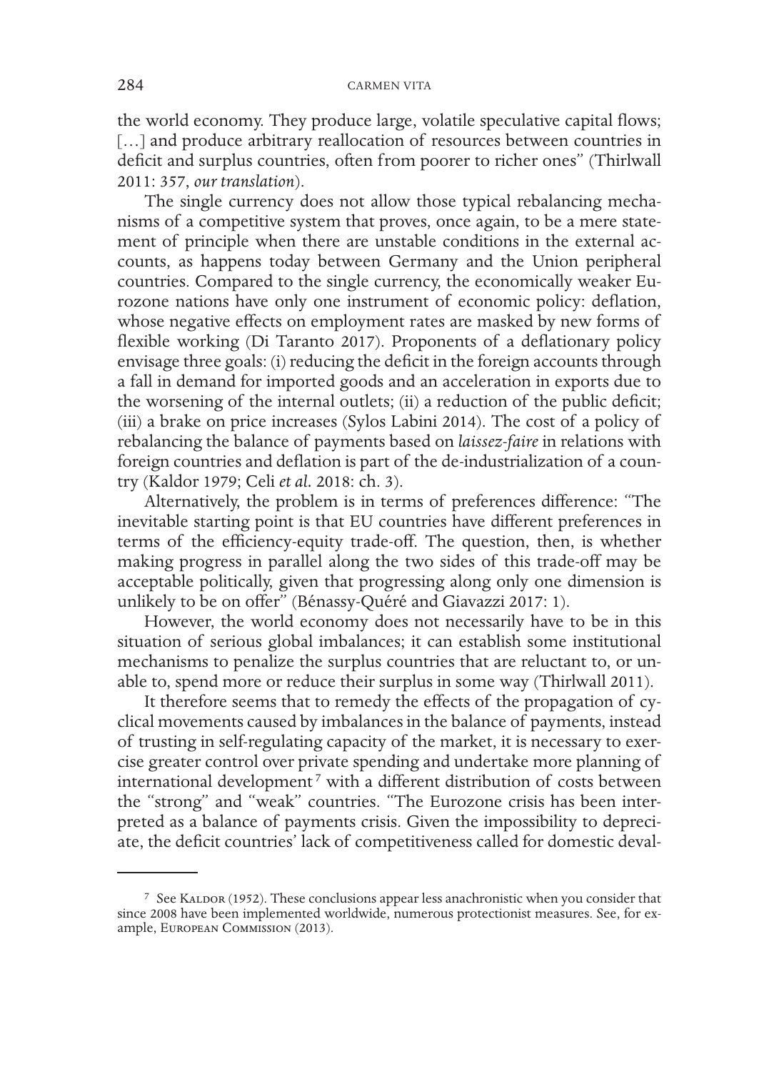the world economy. They produce large, volatile speculative capital flows; […] and produce arbitrary reallocation of resources between countries in deficit and surplus countries, often from poorer to richer ones" (Thirlwall 2011: 357, *our translation*).

The single currency does not allow those typical rebalancing mechanisms of a competitive system that proves, once again, to be a mere statement of principle when there are unstable conditions in the external accounts, as happens today between Germany and the Union peripheral countries. Compared to the single currency, the economically weaker Eurozone nations have only one instrument of economic policy: deflation, whose negative effects on employment rates are masked by new forms of flexible working (Di Taranto 2017). Proponents of a deflationary policy envisage three goals: (i) reducing the deficit in the foreign accounts through a fall in demand for imported goods and an acceleration in exports due to the worsening of the internal outlets; (ii) a reduction of the public deficit; (iii) a brake on price increases (Sylos Labini 2014). The cost of a policy of rebalancing the balance of payments based on *laissez-faire* in relations with foreign countries and deflation is part of the de-industrialization of a country (Kaldor 1979; Celi *et al.* 2018: ch. 3).

Alternatively, the problem is in terms of preferences difference: "The inevitable starting point is that EU countries have different preferences in terms of the efficiency-equity trade-off. The question, then, is whether making progress in parallel along the two sides of this trade-off may be acceptable politically, given that progressing along only one dimension is unlikely to be on offer" (Bénassy-Quéré and Giavazzi 2017: 1).

However, the world economy does not necessarily have to be in this situation of serious global imbalances; it can establish some institutional mechanisms to penalize the surplus countries that are reluctant to, or unable to, spend more or reduce their surplus in some way (Thirlwall 2011).

It therefore seems that to remedy the effects of the propagation of cyclical movements caused by imbalances in the balance of payments, instead of trusting in self-regulating capacity of the market, it is necessary to exercise greater control over private spending and undertake more planning of international development[7] with a different distribution of costs between the "strong" and "weak" countries. "The Eurozone crisis has been interpreted as a balance of payments crisis. Given the impossibility to depreciate, the deficit countries' lack of competitiveness called for domestic deval-

---

[7] See Kaldor (1952). These conclusions appear less anachronistic when you consider that since 2008 have been implemented worldwide, numerous protectionist measures. See, for example, European Commission (2013).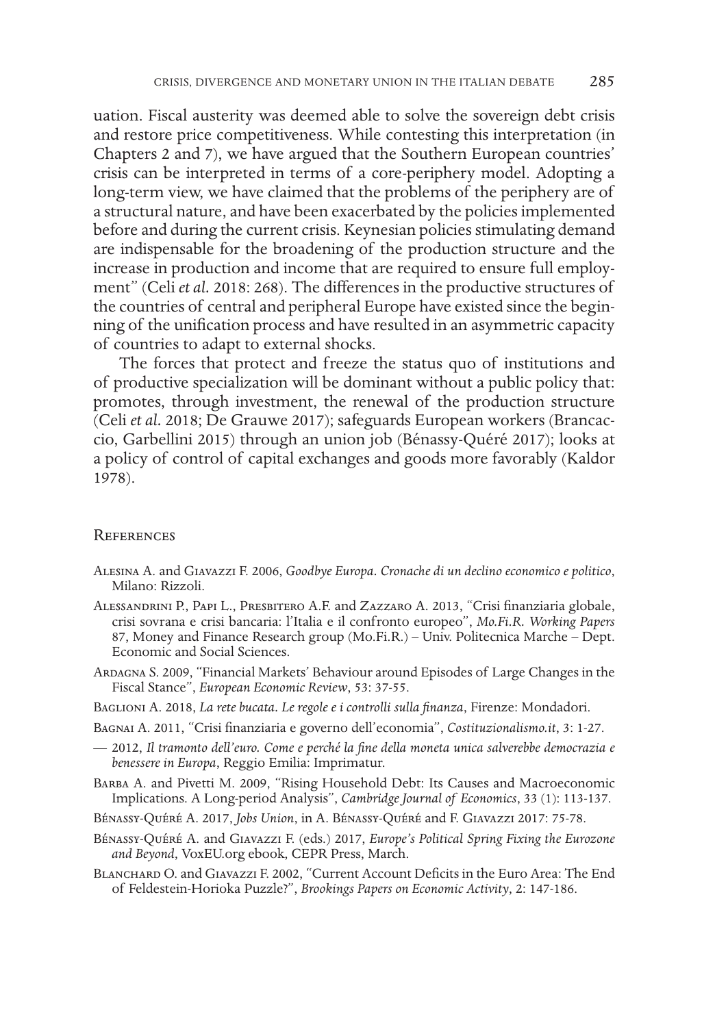uation. Fiscal austerity was deemed able to solve the sovereign debt crisis and restore price competitiveness. While contesting this interpretation (in Chapters 2 and 7), we have argued that the Southern European countries' crisis can be interpreted in terms of a core-periphery model. Adopting a long-term view, we have claimed that the problems of the periphery are of a structural nature, and have been exacerbated by the policies implemented before and during the current crisis. Keynesian policies stimulating demand are indispensable for the broadening of the production structure and the increase in production and income that are required to ensure full employment" (Celi *et al.* 2018: 268). The differences in the productive structures of the countries of central and peripheral Europe have existed since the beginning of the unification process and have resulted in an asymmetric capacity of countries to adapt to external shocks.

The forces that protect and freeze the status quo of institutions and of productive specialization will be dominant without a public policy that: promotes, through investment, the renewal of the production structure (Celi *et al.* 2018; De Grauwe 2017); safeguards European workers (Brancaccio, Garbellini 2015) through an union job (Bénassy-Quéré 2017); looks at a policy of control of capital exchanges and goods more favorably (Kaldor 1978).

## References

Alesina A. and Giavazzi F. 2006, *Goodbye Europa. Cronache di un declino economico e politico*, Milano: Rizzoli.

Alessandrini P., Papi L., Presbitero A.F. and Zazzaro A. 2013, "Crisi finanziaria globale, crisi sovrana e crisi bancaria: l'Italia e il confronto europeo", *Mo.Fi.R. Working Papers* 87, Money and Finance Research group (Mo.Fi.R.) – Univ. Politecnica Marche – Dept. Economic and Social Sciences.

Ardagna S. 2009, "Financial Markets' Behaviour around Episodes of Large Changes in the Fiscal Stance", *European Economic Review*, 53: 37-55.

Baglioni A. 2018, *La rete bucata. Le regole e i controlli sulla finanza*, Firenze: Mondadori.

Bagnai A. 2011, "Crisi finanziaria e governo dell'economia", *Costituzionalismo.it*, 3: 1-27.

— 2012, *Il tramonto dell'euro. Come e perché la fine della moneta unica salverebbe democrazia e benessere in Europa*, Reggio Emilia: Imprimatur.

Barba A. and Pivetti M. 2009, "Rising Household Debt: Its Causes and Macroeconomic Implications. A Long-period Analysis", *Cambridge Journal of Economics*, 33 (1): 113-137.

Bénassy-Quéré A. 2017, *Jobs Union*, in A. Bénassy-Quéré and F. Giavazzi 2017: 75-78.

Bénassy-Quéré A. and Giavazzi F. (eds.) 2017, *Europe's Political Spring Fixing the Eurozone and Beyond*, VoxEU.org ebook, CEPR Press, March.

Blanchard O. and Giavazzi F. 2002, "Current Account Deficits in the Euro Area: The End of Feldestein-Horioka Puzzle?", *Brookings Papers on Economic Activity*, 2: 147-186.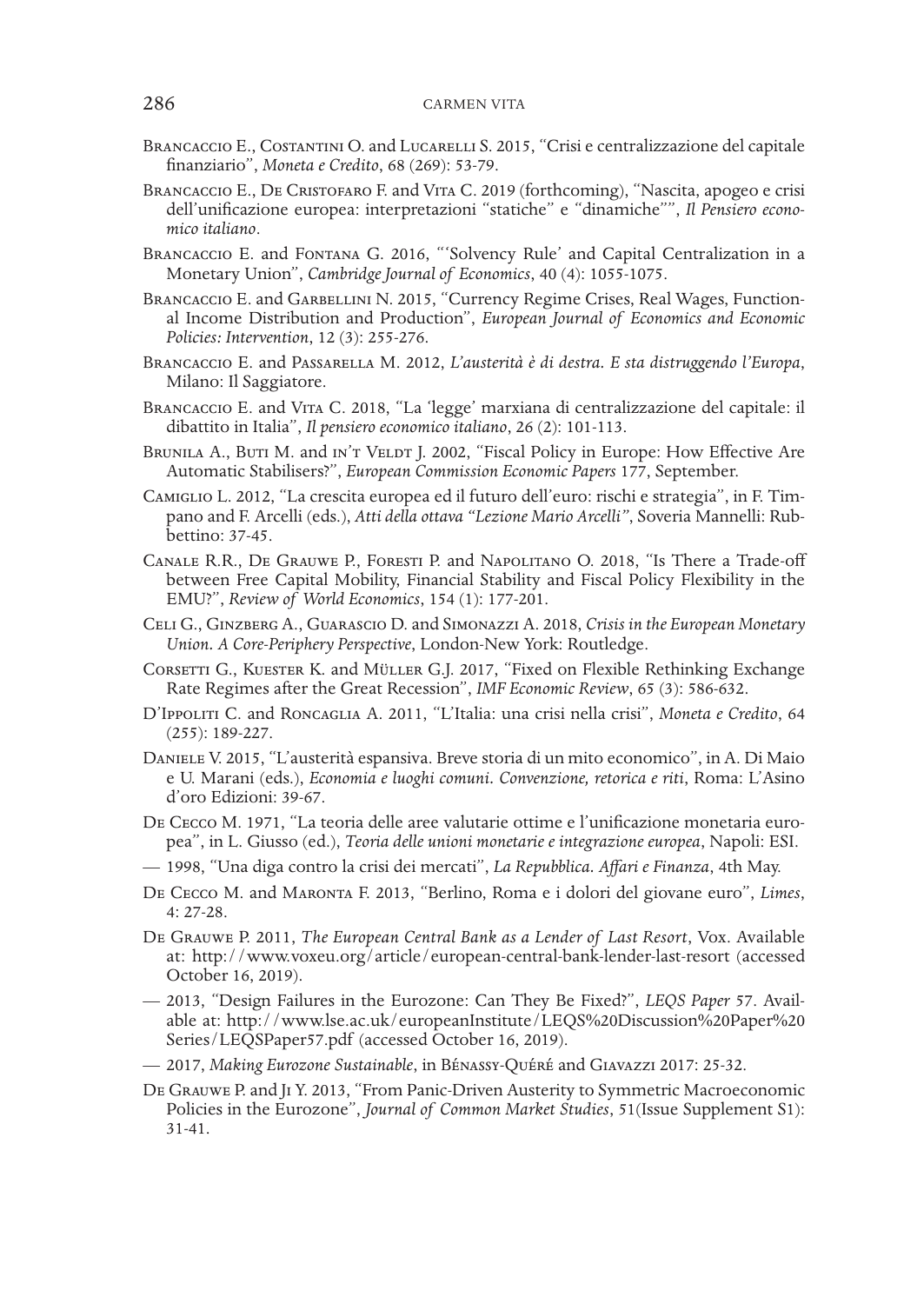Brancaccio E., Costantini O. and Lucarelli S. 2015, "Crisi e centralizzazione del capitale finanziario", *Moneta e Credito*, 68 (269): 53-79.

Brancaccio E., De Cristofaro F. and Vita C. 2019 (forthcoming), "Nascita, apogeo e crisi dell'unificazione europea: interpretazioni "statiche" e "dinamiche"", *Il Pensiero economico italiano*.

Brancaccio E. and Fontana G. 2016, "'Solvency Rule' and Capital Centralization in a Monetary Union", *Cambridge Journal of Economics*, 40 (4): 1055-1075.

Brancaccio E. and Garbellini N. 2015, "Currency Regime Crises, Real Wages, Functional Income Distribution and Production", *European Journal of Economics and Economic Policies: Intervention*, 12 (3): 255-276.

Brancaccio E. and Passarella M. 2012, *L'austerità è di destra. E sta distruggendo l'Europa*, Milano: Il Saggiatore.

Brancaccio E. and Vita C. 2018, "La 'legge' marxiana di centralizzazione del capitale: il dibattito in Italia", *Il pensiero economico italiano*, 26 (2): 101-113.

Brunila A., Buti M. and in't Veldt J. 2002, "Fiscal Policy in Europe: How Effective Are Automatic Stabilisers?", *European Commission Economic Papers* 177, September.

Camiglio L. 2012, "La crescita europea ed il futuro dell'euro: rischi e strategia", in F. Timpano and F. Arcelli (eds.), *Atti della ottava "Lezione Mario Arcelli"*, Soveria Mannelli: Rubbettino: 37-45.

Canale R.R., De Grauwe P., Foresti P. and Napolitano O. 2018, "Is There a Trade-off between Free Capital Mobility, Financial Stability and Fiscal Policy Flexibility in the EMU?", *Review of World Economics*, 154 (1): 177-201.

Celi G., Ginzberg A., Guarascio D. and Simonazzi A. 2018, *Crisis in the European Monetary Union. A Core-Periphery Perspective*, London-New York: Routledge.

Corsetti G., Kuester K. and Müller G.J. 2017, "Fixed on Flexible Rethinking Exchange Rate Regimes after the Great Recession", *IMF Economic Review*, 65 (3): 586-632.

D'Ippoliti C. and Roncaglia A. 2011, "L'Italia: una crisi nella crisi", *Moneta e Credito*, 64 (255): 189-227.

Daniele V. 2015, "L'austerità espansiva. Breve storia di un mito economico", in A. Di Maio e U. Marani (eds.), *Economia e luoghi comuni. Convenzione, retorica e riti*, Roma: L'Asino d'oro Edizioni: 39-67.

De Cecco M. 1971, "La teoria delle aree valutarie ottime e l'unificazione monetaria europea", in L. Giusso (ed.), *Teoria delle unioni monetarie e integrazione europea*, Napoli: ESI.

— 1998, "Una diga contro la crisi dei mercati", *La Repubblica. Affari e Finanza*, 4th May.

De Cecco M. and Maronta F. 2013, "Berlino, Roma e i dolori del giovane euro", *Limes*, 4: 27-28.

De Grauwe P. 2011, *The European Central Bank as a Lender of Last Resort*, Vox. Available at: http://www.voxeu.org/article/european-central-bank-lender-last-resort (accessed October 16, 2019).

— 2013, "Design Failures in the Eurozone: Can They Be Fixed?", *LEQS Paper* 57. Available at: http://www.lse.ac.uk/europeanInstitute/LEQS%20Discussion%20Paper%20Series/LEQSPaper57.pdf (accessed October 16, 2019).

— 2017, *Making Eurozone Sustainable*, in Bénassy-Quéré and Giavazzi 2017: 25-32.

De Grauwe P. and Ji Y. 2013, "From Panic-Driven Austerity to Symmetric Macroeconomic Policies in the Eurozone", *Journal of Common Market Studies*, 51(Issue Supplement S1): 31-41.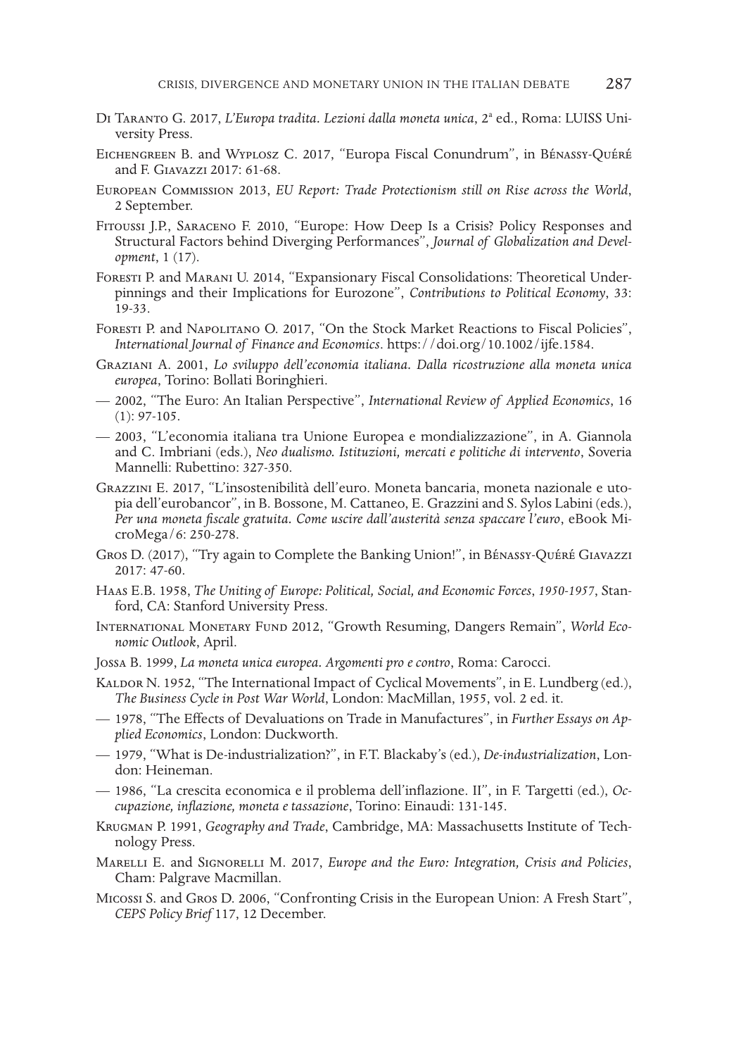Di Taranto G. 2017, *L'Europa tradita. Lezioni dalla moneta unica*, 2ª ed., Roma: LUISS University Press.

Eichengreen B. and Wyplosz C. 2017, "Europa Fiscal Conundrum", in Bénassy-Quéré and F. Giavazzi 2017: 61-68.

European Commission 2013, *EU Report: Trade Protectionism still on Rise across the World*, 2 September.

Fitoussi J.P., Saraceno F. 2010, "Europe: How Deep Is a Crisis? Policy Responses and Structural Factors behind Diverging Performances", *Journal of Globalization and Development*, 1 (17).

Foresti P. and Marani U. 2014, "Expansionary Fiscal Consolidations: Theoretical Underpinnings and their Implications for Eurozone", *Contributions to Political Economy*, 33: 19-33.

Foresti P. and Napolitano O. 2017, "On the Stock Market Reactions to Fiscal Policies", *International Journal of Finance and Economics*. https://doi.org/10.1002/ijfe.1584.

Graziani A. 2001, *Lo sviluppo dell'economia italiana. Dalla ricostruzione alla moneta unica europea*, Torino: Bollati Boringhieri.

— 2002, "The Euro: An Italian Perspective", *International Review of Applied Economics*, 16 (1): 97-105.

— 2003, "L'economia italiana tra Unione Europea e mondializzazione", in A. Giannola and C. Imbriani (eds.), *Neo dualismo. Istituzioni, mercati e politiche di intervento*, Soveria Mannelli: Rubettino: 327-350.

Grazzini E. 2017, "L'insostenibilità dell'euro. Moneta bancaria, moneta nazionale e utopia dell'eurobancor", in B. Bossone, M. Cattaneo, E. Grazzini and S. Sylos Labini (eds.), *Per una moneta fiscale gratuita. Come uscire dall'austerità senza spaccare l'euro*, eBook MicroMega/6: 250-278.

Gros D. (2017), "Try again to Complete the Banking Union!", in Bénassy-Quéré Giavazzi 2017: 47-60.

Haas E.B. 1958, *The Uniting of Europe: Political, Social, and Economic Forces, 1950-1957*, Stanford, CA: Stanford University Press.

International Monetary Fund 2012, "Growth Resuming, Dangers Remain", *World Economic Outlook*, April.

Jossa B. 1999, *La moneta unica europea. Argomenti pro e contro*, Roma: Carocci.

Kaldor N. 1952, "The International Impact of Cyclical Movements", in E. Lundberg (ed.), *The Business Cycle in Post War World*, London: MacMillan, 1955, vol. 2 ed. it.

— 1978, "The Effects of Devaluations on Trade in Manufactures", in *Further Essays on Applied Economics*, London: Duckworth.

— 1979, "What is De-industrialization?", in F.T. Blackaby's (ed.), *De-industrialization*, London: Heineman.

— 1986, "La crescita economica e il problema dell'inflazione. II", in F. Targetti (ed.), *Occupazione, inflazione, moneta e tassazione*, Torino: Einaudi: 131-145.

Krugman P. 1991, *Geography and Trade*, Cambridge, MA: Massachusetts Institute of Technology Press.

Marelli E. and Signorelli M. 2017, *Europe and the Euro: Integration, Crisis and Policies*, Cham: Palgrave Macmillan.

Micossi S. and Gros D. 2006, "Confronting Crisis in the European Union: A Fresh Start", *CEPS Policy Brief* 117, 12 December.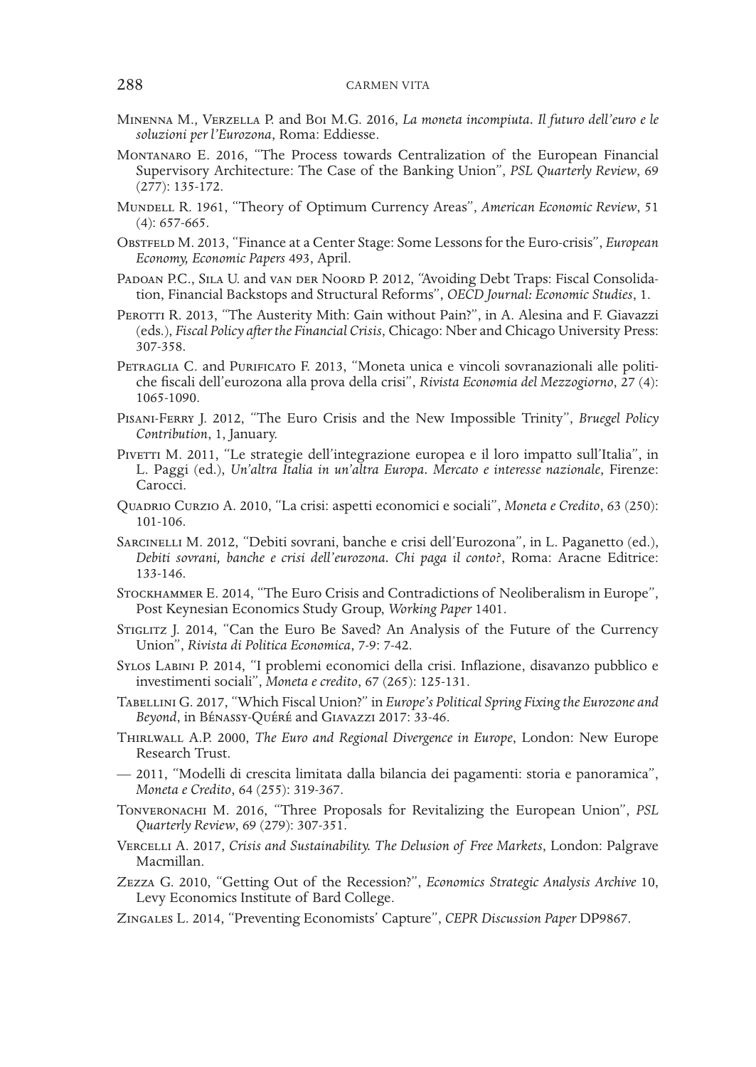Minenna M., Verzella P. and Boi M.G. 2016, *La moneta incompiuta. Il futuro dell'euro e le soluzioni per l'Eurozona*, Roma: Eddiesse.

Montanaro E. 2016, "The Process towards Centralization of the European Financial Supervisory Architecture: The Case of the Banking Union", *PSL Quarterly Review*, 69 (277): 135-172.

Mundell R. 1961, "Theory of Optimum Currency Areas", *American Economic Review*, 51 (4): 657-665.

Obstfeld M. 2013, "Finance at a Center Stage: Some Lessons for the Euro-crisis", *European Economy, Economic Papers* 493, April.

Padoan P.C., Sila U. and van der Noord P. 2012, "Avoiding Debt Traps: Fiscal Consolidation, Financial Backstops and Structural Reforms", *OECD Journal: Economic Studies*, 1.

Perotti R. 2013, "The Austerity Mith: Gain without Pain?", in A. Alesina and F. Giavazzi (eds.), *Fiscal Policy after the Financial Crisis*, Chicago: Nber and Chicago University Press: 307-358.

Petraglia C. and Purificato F. 2013, "Moneta unica e vincoli sovranazionali alle politiche fiscali dell'eurozona alla prova della crisi", *Rivista Economia del Mezzogiorno*, 27 (4): 1065-1090.

Pisani-Ferry J. 2012, "The Euro Crisis and the New Impossible Trinity", *Bruegel Policy Contribution*, 1, January.

Pivetti M. 2011, "Le strategie dell'integrazione europea e il loro impatto sull'Italia", in L. Paggi (ed.), *Un'altra Italia in un'altra Europa. Mercato e interesse nazionale*, Firenze: Carocci.

Quadrio Curzio A. 2010, "La crisi: aspetti economici e sociali", *Moneta e Credito*, 63 (250): 101-106.

Sarcinelli M. 2012, "Debiti sovrani, banche e crisi dell'Eurozona", in L. Paganetto (ed.), *Debiti sovrani, banche e crisi dell'eurozona. Chi paga il conto?*, Roma: Aracne Editrice: 133-146.

Stockhammer E. 2014, "The Euro Crisis and Contradictions of Neoliberalism in Europe", Post Keynesian Economics Study Group, *Working Paper* 1401.

Stiglitz J. 2014, "Can the Euro Be Saved? An Analysis of the Future of the Currency Union", *Rivista di Politica Economica*, 7-9: 7-42.

Sylos Labini P. 2014, "I problemi economici della crisi. Inflazione, disavanzo pubblico e investimenti sociali", *Moneta e credito*, 67 (265): 125-131.

Tabellini G. 2017, "Which Fiscal Union?" in *Europe's Political Spring Fixing the Eurozone and Beyond*, in Bénassy-Quéré and Giavazzi 2017: 33-46.

Thirlwall A.P. 2000, *The Euro and Regional Divergence in Europe*, London: New Europe Research Trust.

— 2011, "Modelli di crescita limitata dalla bilancia dei pagamenti: storia e panoramica", *Moneta e Credito*, 64 (255): 319-367.

Tonveronachi M. 2016, "Three Proposals for Revitalizing the European Union", *PSL Quarterly Review*, 69 (279): 307-351.

Vercelli A. 2017, *Crisis and Sustainability. The Delusion of Free Markets*, London: Palgrave Macmillan.

Zezza G. 2010, "Getting Out of the Recession?", *Economics Strategic Analysis Archive* 10, Levy Economics Institute of Bard College.

Zingales L. 2014, "Preventing Economists' Capture", *CEPR Discussion Paper* DP9867.